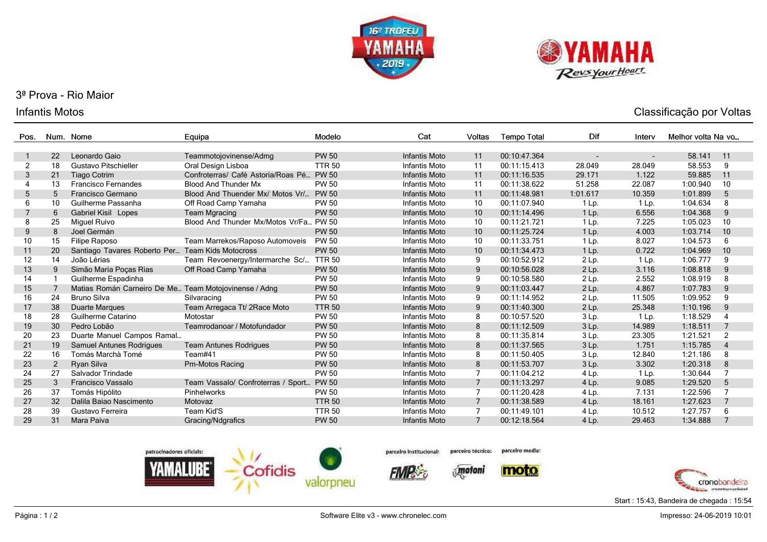16º TROFÉU YAMAHA 2019

YAMAHA Revs Your Heart

## 3ª Prova - Rio Maior

### Infantis Motos

### Classificação por Voltas

| Pos. | Num. | Nome | Equipa | Modelo | Cat | Voltas | Tempo Total | Dif | Interv | Melhor volta | Na vo… |
|---|---|---|---|---|---|---|---|---|---|---|---|
| 1 | 22 | Leonardo Gaio | Teammotojovinense/Admg | PW 50 | Infantis Moto | 11 | 00:10:47.364 | - | - | 58.141 | 11 |
| 2 | 18 | Gustavo Pitschieller | Oral Design Lisboa | TTR 50 | Infantis Moto | 11 | 00:11:15.413 | 28.049 | 28.049 | 58.553 | 9 |
| 3 | 21 | Tiago Cotrim | Confroterras/ Café Astoria/Roas Pé… | PW 50 | Infantis Moto | 11 | 00:11:16.535 | 29.171 | 1.122 | 59.885 | 11 |
| 4 | 13 | Francisco Fernandes | Blood And Thunder Mx | PW 50 | Infantis Moto | 11 | 00:11:38.622 | 51.258 | 22.087 | 1:00.940 | 10 |
| 5 | 5 | Francisco Germano | Blood And Thuender Mx/ Motos Vr/… | PW 50 | Infantis Moto | 11 | 00:11:48.981 | 1:01.617 | 10.359 | 1:01.899 | 5 |
| 6 | 10 | Guilherme Passanha | Off Road Camp Yamaha | PW 50 | Infantis Moto | 10 | 00:11:07.940 | 1 Lp. | 1 Lp. | 1:04.634 | 8 |
| 7 | 6 | Gabriel Kisil Lopes | Team Mgracing | PW 50 | Infantis Moto | 10 | 00:11:14.496 | 1 Lp. | 6.556 | 1:04.368 | 9 |
| 8 | 25 | Miguel Ruivo | Blood And Thunder Mx/Motos Vr/Fa… | PW 50 | Infantis Moto | 10 | 00:11:21.721 | 1 Lp. | 7.225 | 1:05.023 | 10 |
| 9 | 8 | Joel Germán | | PW 50 | Infantis Moto | 10 | 00:11:25.724 | 1 Lp. | 4.003 | 1:03.714 | 10 |
| 10 | 15 | Filipe Raposo | Team Marrekos/Raposo Automoveis | PW 50 | Infantis Moto | 10 | 00:11:33.751 | 1 Lp. | 8.027 | 1:04.573 | 6 |
| 11 | 20 | Santiago Tavares Roberto Per… | Team Kids Motocross | PW 50 | Infantis Moto | 10 | 00:11:34.473 | 1 Lp. | 0.722 | 1:04.969 | 10 |
| 12 | 14 | João Lérias | Team Revoenergy/Intermarche Sc/… | TTR 50 | Infantis Moto | 9 | 00:10:52.912 | 2 Lp. | 1 Lp. | 1:06.777 | 9 |
| 13 | 9 | Simão Maria Poças Rias | Off Road Camp Yamaha | PW 50 | Infantis Moto | 9 | 00:10:56.028 | 2 Lp. | 3.116 | 1:08.818 | 9 |
| 14 | 1 | Guilherme Espadinha | | PW 50 | Infantis Moto | 9 | 00:10:58.580 | 2 Lp. | 2.552 | 1:08.919 | 8 |
| 15 | 7 | Matias Román Carneiro De Me… | Team Motojovinense / Adng | PW 50 | Infantis Moto | 9 | 00:11:03.447 | 2 Lp. | 4.867 | 1:07.783 | 9 |
| 16 | 24 | Bruno Silva | Silvaracing | PW 50 | Infantis Moto | 9 | 00:11:14.952 | 2 Lp. | 11.505 | 1:09.952 | 9 |
| 17 | 38 | Duarte Marques | Team Arregaca Tt/ 2Race Moto | TTR 50 | Infantis Moto | 9 | 00:11:40.300 | 2 Lp. | 25.348 | 1:10.196 | 9 |
| 18 | 28 | Guilherme Catarino | Motostar | PW 50 | Infantis Moto | 8 | 00:10:57.520 | 3 Lp. | 1 Lp. | 1:18.529 | 4 |
| 19 | 30 | Pedro Lobão | Teamrodanoar / Motofundador | PW 50 | Infantis Moto | 8 | 00:11:12.509 | 3 Lp. | 14.989 | 1:18.511 | 7 |
| 20 | 23 | Duarte Manuel Campos Ramal… | | PW 50 | Infantis Moto | 8 | 00:11:35.814 | 3 Lp. | 23.305 | 1:21.521 | 2 |
| 21 | 19 | Samuel Antunes Rodrigues | Team Antunes Rodrigues | PW 50 | Infantis Moto | 8 | 00:11:37.565 | 3 Lp. | 1.751 | 1:15.785 | 4 |
| 22 | 16 | Tomás Marchà Tomé | Team#41 | PW 50 | Infantis Moto | 8 | 00:11:50.405 | 3 Lp. | 12.840 | 1:21.186 | 8 |
| 23 | 2 | Ryan Silva | Pm-Motos Racing | PW 50 | Infantis Moto | 8 | 00:11:53.707 | 3 Lp. | 3.302 | 1:20.318 | 8 |
| 24 | 27 | Salvador Trindade | | PW 50 | Infantis Moto | 7 | 00:11:04.212 | 4 Lp. | 1 Lp. | 1:30.644 | 7 |
| 25 | 3 | Francisco Vassalo | Team Vassalo/ Confroterras / Sport… | PW 50 | Infantis Moto | 7 | 00:11:13.297 | 4 Lp. | 9.085 | 1:29.520 | 5 |
| 26 | 37 | Tomás Hipólito | Pinhelworks | PW 50 | Infantis Moto | 7 | 00:11:20.428 | 4 Lp. | 7.131 | 1:22.596 | 7 |
| 27 | 32 | Dalila Baiao Nascimento | Motovaz | TTR 50 | Infantis Moto | 7 | 00:11:38.589 | 4 Lp. | 18.161 | 1:27.623 | 7 |
| 28 | 39 | Gustavo Ferreira | Team Kid'S | TTR 50 | Infantis Moto | 7 | 00:11:49.101 | 4 Lp. | 10.512 | 1:27.757 | 6 |
| 29 | 31 | Mara Paiva | Gracing/Ndgrafics | PW 50 | Infantis Moto | 7 | 00:12:18.564 | 4 Lp. | 29.463 | 1:34.888 | 7 |

patrocinadores oficiais: YAMALUBE, Cofidis, valorpneu — parceiro institucional: FMP — parceiro técnico: motoni — parceiro media: moto — cronobandeira

Start : 15:43, Bandeira de chegada : 15:54

Software Elite v3 - www.chronelec.com

Impresso: 24-06-2019 10:01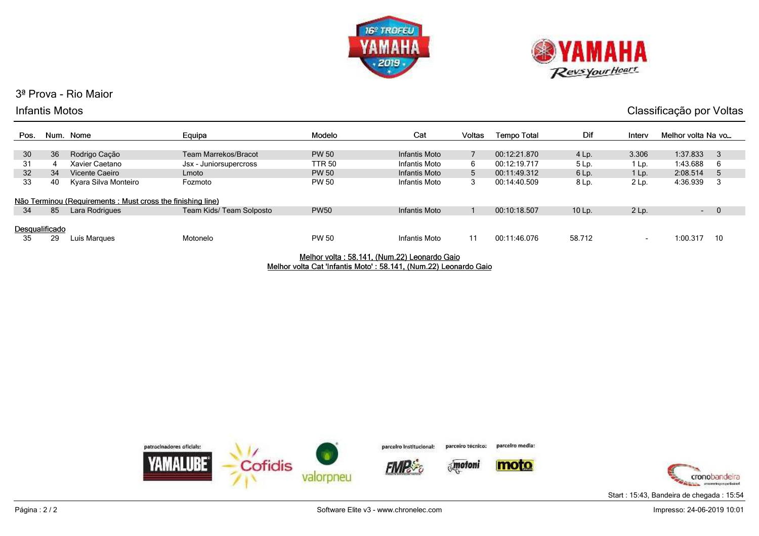3ª Prova - Rio Maior

Infantis Motos

Classificação por Voltas

| Pos. | Num. | Nome | Equipa | Modelo | Cat | Voltas | Tempo Total | Dif | Interv | Melhor volta | Na vo... |
|---|---|---|---|---|---|---|---|---|---|---|---|
| 30 | 36 | Rodrigo Cação | Team Marrekos/Bracot | PW 50 | Infantis Moto | 7 | 00:12:21.870 | 4 Lp. | 3.306 | 1:37.833 | 3 |
| 31 | 4 | Xavier Caetano | Jsx - Juniorsupercross | TTR 50 | Infantis Moto | 6 | 00:12:19.717 | 5 Lp. | 1 Lp. | 1:43.688 | 6 |
| 32 | 34 | Vicente Caeiro | Lmoto | PW 50 | Infantis Moto | 5 | 00:11:49.312 | 6 Lp. | 1 Lp. | 2:08.514 | 5 |
| 33 | 40 | Kyara Silva Monteiro | Fozmoto | PW 50 | Infantis Moto | 3 | 00:14:40.509 | 8 Lp. | 2 Lp. | 4:36.939 | 3 |
| **Não Terminou (Requirements : Must cross the finishing line)** | | | | | | | | | | | |
| 34 | 85 | Lara Rodrigues | Team Kids/ Team Solposto | PW50 | Infantis Moto | 1 | 00:10:18.507 | 10 Lp. | 2 Lp. | - | 0 |
| **Desqualificado** | | | | | | | | | | | |
| 35 | 29 | Luís Marques | Motonelo | PW 50 | Infantis Moto | 11 | 00:11:46.076 | 58.712 | - | 1:00.317 | 10 |

Melhor volta : 58.141, (Num.22) Leonardo Gaio

Melhor volta Cat 'Infantis Moto' : 58.141, (Num.22) Leonardo Gaio

patrocinadores oficiais: YAMALUBE, Cofidis, valorpneu

parceiro institucional: FMP

parceiro técnico: motoni

parceiro media: moto

cronobandeira

Start : 15:43, Bandeira de chegada : 15:54

Software Elite v3 - www.chronelec.com

Impresso: 24-06-2019 10:01